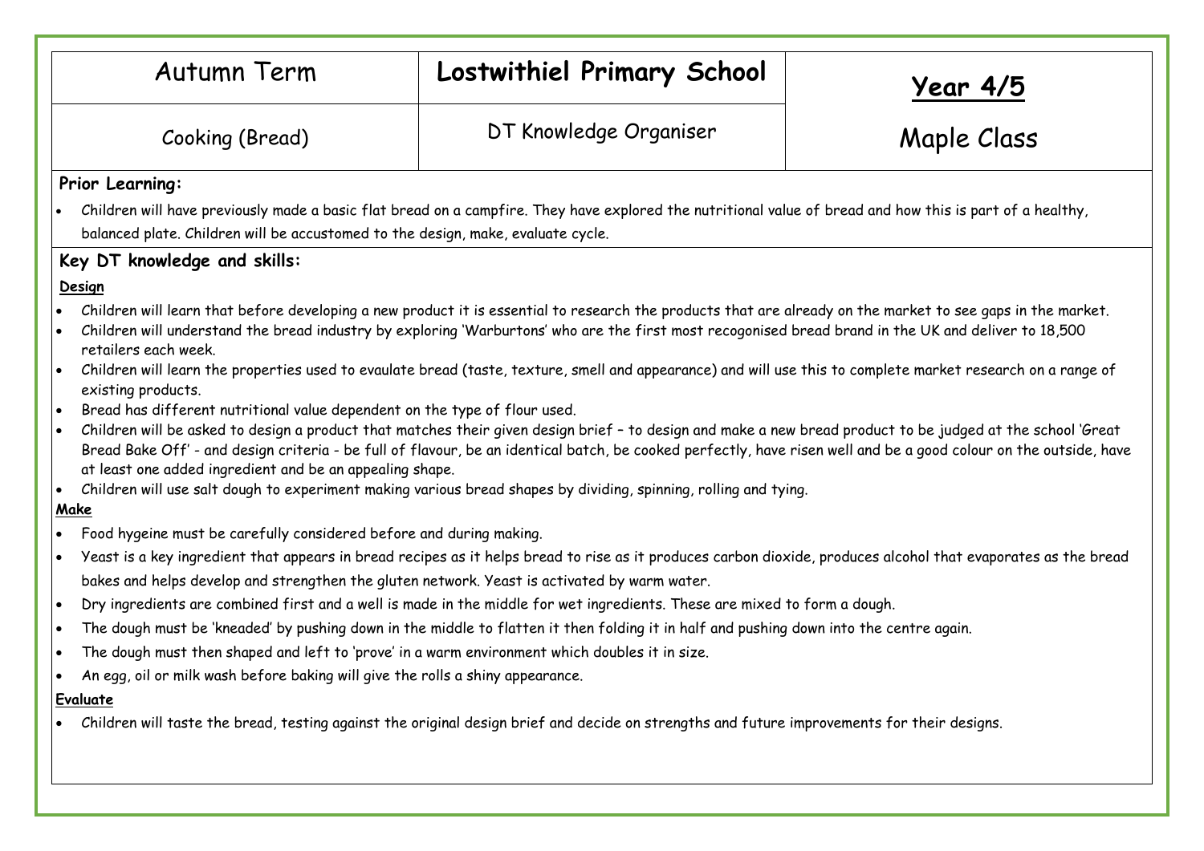| Autumn Term | **Lostwithiel Primary School** | **Year 4/5** |
|---|---|---|
| Cooking (Bread) | DT Knowledge Organiser | Maple Class |

**Prior Learning:**

- Children will have previously made a basic flat bread on a campfire. They have explored the nutritional value of bread and how this is part of a healthy, balanced plate. Children will be accustomed to the design, make, evaluate cycle.

**Key DT knowledge and skills:**

**Design**

- Children will learn that before developing a new product it is essential to research the products that are already on the market to see gaps in the market.
- Children will understand the bread industry by exploring 'Warburtons' who are the first most recogonised bread brand in the UK and deliver to 18,500 retailers each week.
- Children will learn the properties used to evaulate bread (taste, texture, smell and appearance) and will use this to complete market research on a range of existing products.
- Bread has different nutritional value dependent on the type of flour used.
- Children will be asked to design a product that matches their given design brief – to design and make a new bread product to be judged at the school 'Great Bread Bake Off' - and design criteria - be full of flavour, be an identical batch, be cooked perfectly, have risen well and be a good colour on the outside, have at least one added ingredient and be an appealing shape.
- Children will use salt dough to experiment making various bread shapes by dividing, spinning, rolling and tying.

**Make**

- Food hygeine must be carefully considered before and during making.
- Yeast is a key ingredient that appears in bread recipes as it helps bread to rise as it produces carbon dioxide, produces alcohol that evaporates as the bread bakes and helps develop and strengthen the gluten network. Yeast is activated by warm water.
- Dry ingredients are combined first and a well is made in the middle for wet ingredients. These are mixed to form a dough.
- The dough must be 'kneaded' by pushing down in the middle to flatten it then folding it in half and pushing down into the centre again.
- The dough must then shaped and left to 'prove' in a warm environment which doubles it in size.
- An egg, oil or milk wash before baking will give the rolls a shiny appearance.

**Evaluate**

- Children will taste the bread, testing against the original design brief and decide on strengths and future improvements for their designs.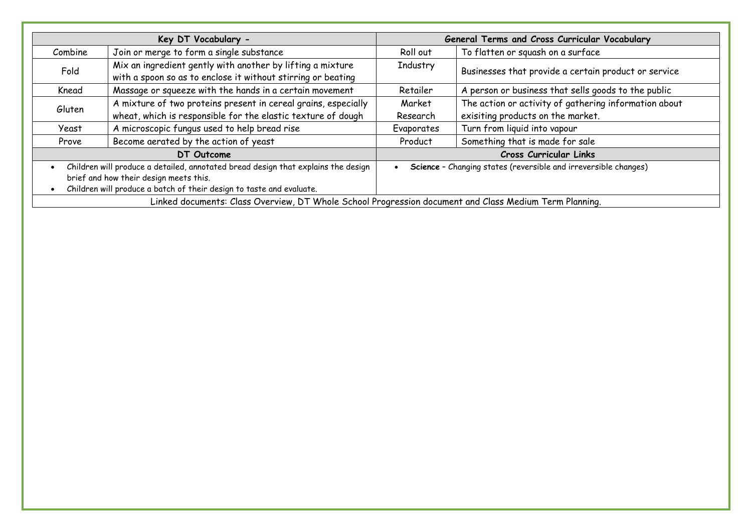| Key DT Vocabulary - | | General Terms and Cross Curricular Vocabulary | |
|---|---|---|---|
| Combine | Join or merge to form a single substance | Roll out | To flatten or squash on a surface |
| Fold | Mix an ingredient gently with another by lifting a mixture with a spoon so as to enclose it without stirring or beating | Industry | Businesses that provide a certain product or service |
| Knead | Massage or squeeze with the hands in a certain movement | Retailer | A person or business that sells goods to the public |
| Gluten | A mixture of two proteins present in cereal grains, especially wheat, which is responsible for the elastic texture of dough | Market Research | The action or activity of gathering information about exisiting products on the market. |
| Yeast | A microscopic fungus used to help bread rise | Evaporates | Turn from liquid into vapour |
| Prove | Become aerated by the action of yeast | Product | Something that is made for sale |
| **DT Outcome** | | **Cross Curricular Links** | |
| • Children will produce a detailed, annotated bread design that explains the design brief and how their design meets this. • Children will produce a batch of their design to taste and evaluate. | | • **Science** – Changing states (reversible and irreversible changes) | |
| Linked documents: Class Overview, DT Whole School Progression document and Class Medium Term Planning. | | | |